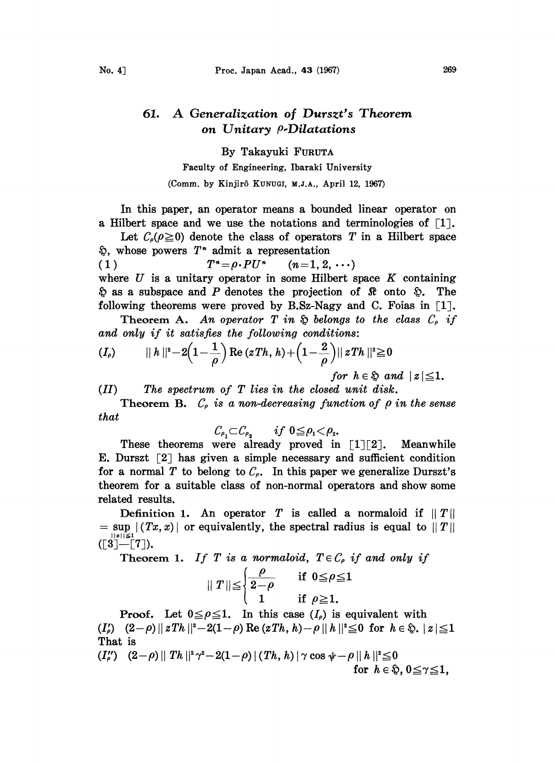# 61. *A Generalization of Durszt's Theorem on Unitary $\rho$-Dilatations*

By Takayuki FURUTA

Faculty of Engineering, Ibaraki University

(Comm. by Kinjirô KUNUGI, M.J.A., April 12, 1967)

In this paper, an operator means a bounded linear operator on a Hilbert space and we use the notations and terminologies of [1].

Let $C_\rho(\rho \geqq 0)$ denote the class of operators $T$ in a Hilbert space $\mathfrak{H}$, whose powers $T^n$ admit a representation

$$(1) \qquad T^n = \rho \cdot PU^n \qquad (n=1, 2, \cdots)$$

where $U$ is a unitary operator in some Hilbert space $K$ containing $\mathfrak{H}$ as a subspace and $P$ denotes the projection of $\mathfrak{K}$ onto $\mathfrak{H}$. The following theorems were proved by B.Sz-Nagy and C. Foias in [1].

**Theorem A.** *An operator $T$ in $\mathfrak{H}$ belongs to the class $C_\rho$ if and only if it satisfies the following conditions*:

$$(I_\rho) \qquad \| h \|^2 - 2\Big(1 - \frac{1}{\rho}\Big) \operatorname{Re}(zTh, h) + \Big(1 - \frac{2}{\rho}\Big) \| zTh \|^2 \geqq 0$$

*for $h \in \mathfrak{H}$ and $|z| \leqq 1$.*

$(II)$ *The spectrum of $T$ lies in the closed unit disk.*

**Theorem B.** *$C_\rho$ is a non-decreasing function of $\rho$ in the sense that*

$$C_{\rho_1} \subset C_{\rho_2} \qquad \text{if } 0 \leqq \rho_1 < \rho_2.$$

These theorems were already proved in [1][2]. Meanwhile E. Durszt [2] has given a simple necessary and sufficient condition for a normal $T$ to belong to $C_\rho$. In this paper we generalize Durszt's theorem for a suitable class of non-normal operators and show some related results.

**Definition 1.** An operator $T$ is called a normaloid if $\| T \| = \sup_{\|x\| \leqq 1} |(Tx, x)|$ or equivalently, the spectral radius is equal to $\| T \|$ ([3]—[7]).

**Theorem 1.** *If $T$ is a normaloid, $T \in C_\rho$ if and only if*

$$\| T \| \leqq \begin{cases} \dfrac{\rho}{2-\rho} & \text{if } 0 \leqq \rho \leqq 1 \\ 1 & \text{if } \rho \geqq 1. \end{cases}$$

**Proof.** Let $0 \leqq \rho \leqq 1$. In this case $(I_\rho)$ is equivalent with

$(I'_\rho)$ $\;(2-\rho) \| zTh \|^2 - 2(1-\rho) \operatorname{Re}(zTh, h) - \rho \| h \|^2 \leqq 0$ for $h \in \mathfrak{H}$. $|z| \leqq 1$

That is

$(I''_\rho)$ $\;(2-\rho) \| Th \|^2 \gamma^2 - 2(1-\rho) |(Th, h)| \gamma \cos \psi - \rho \| h \|^2 \leqq 0$

for $h \in \mathfrak{H}, 0 \leqq \gamma \leqq 1,$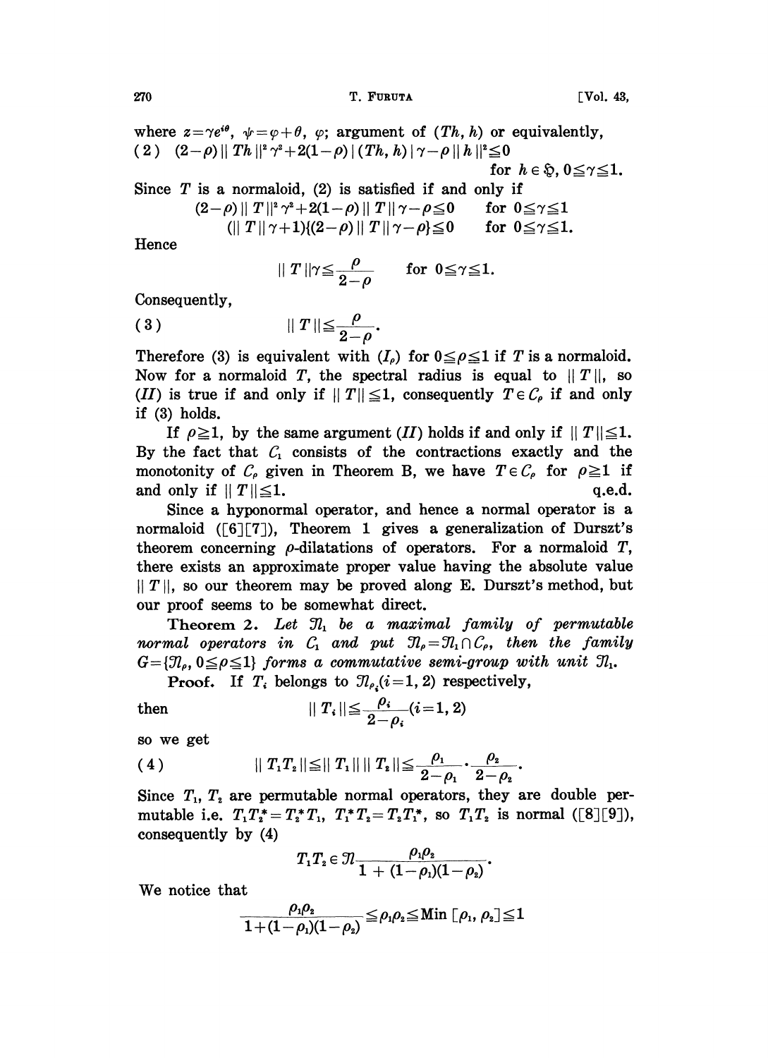where $z=\gamma e^{i\theta}$, $\psi=\varphi+\theta$, $\varphi$; argument of $(Th, h)$ or equivalently,

$$(2)\quad (2-\rho)\|Th\|^2\gamma^2+2(1-\rho)|(Th,h)|\gamma-\rho\|h\|^2\leqq 0 \qquad \text{for } h\in\mathfrak{H},\ 0\leqq\gamma\leqq 1.$$

Since $T$ is a normaloid, (2) is satisfied if and only if

$$(2-\rho)\|T\|^2\gamma^2+2(1-\rho)\|T\|\gamma-\rho\leqq 0 \qquad \text{for } 0\leqq\gamma\leqq 1$$

$$(\|T\|\gamma+1)\{(2-\rho)\|T\|\gamma-\rho\}\leqq 0 \qquad \text{for } 0\leqq\gamma\leqq 1.$$

Hence

$$\|T\|\gamma\leqq\frac{\rho}{2-\rho} \qquad \text{for } 0\leqq\gamma\leqq 1.$$

Consequently,

$$(3)\qquad \|T\|\leqq\frac{\rho}{2-\rho}.$$

Therefore (3) is equivalent with $(I_\rho)$ for $0\leqq\rho\leqq 1$ if $T$ is a normaloid. Now for a normaloid $T$, the spectral radius is equal to $\|T\|$, so $(II)$ is true if and only if $\|T\|\leqq 1$, consequently $T\in\mathcal{C}_\rho$ if and only if (3) holds.

If $\rho\geqq 1$, by the same argument $(II)$ holds if and only if $\|T\|\leqq 1$. By the fact that $\mathcal{C}_1$ consists of the contractions exactly and the monotonity of $\mathcal{C}_\rho$ given in Theorem B, we have $T\in\mathcal{C}_\rho$ for $\rho\geqq 1$ if and only if $\|T\|\leqq 1$. q.e.d.

Since a hyponormal operator, and hence a normal operator is a normaloid ([6][7]), Theorem 1 gives a generalization of Durszt's theorem concerning $\rho$-dilatations of operators. For a normaloid $T$, there exists an approximate proper value having the absolute value $\|T\|$, so our theorem may be proved along E. Durszt's method, but our proof seems to be somewhat direct.

**Theorem 2.** *Let $\mathfrak{N}_1$ be a maximal family of permutable normal operators in $\mathcal{C}_1$ and put $\mathfrak{N}_\rho=\mathfrak{N}_1\cap\mathcal{C}_\rho$, then the family $G=\{\mathfrak{N}_\rho,\ 0\leqq\rho\leqq 1\}$ forms a commutative semi-group with unit $\mathfrak{N}_1$.*

**Proof.** If $T_i$ belongs to $\mathfrak{N}_{\rho_i}(i=1,2)$ respectively,

then
$$\|T_i\|\leqq\frac{\rho_i}{2-\rho_i}(i=1,2)$$

so we get

$$(4)\qquad \|T_1T_2\|\leqq\|T_1\|\,\|T_2\|\leqq\frac{\rho_1}{2-\rho_1}\cdot\frac{\rho_2}{2-\rho_2}.$$

Since $T_1$, $T_2$ are permutable normal operators, they are double permutable i.e. $T_1T_2^*=T_2^*T_1$, $T_1^*T_2=T_2T_1^*$, so $T_1T_2$ is normal ([8][9]), consequently by (4)

$$T_1T_2\in\mathfrak{N}_{\frac{\rho_1\rho_2}{1+(1-\rho_1)(1-\rho_2)}}.$$

We notice that

$$\frac{\rho_1\rho_2}{1+(1-\rho_1)(1-\rho_2)}\leqq\rho_1\rho_2\leqq\text{Min}\,[\rho_1,\rho_2]\leqq 1$$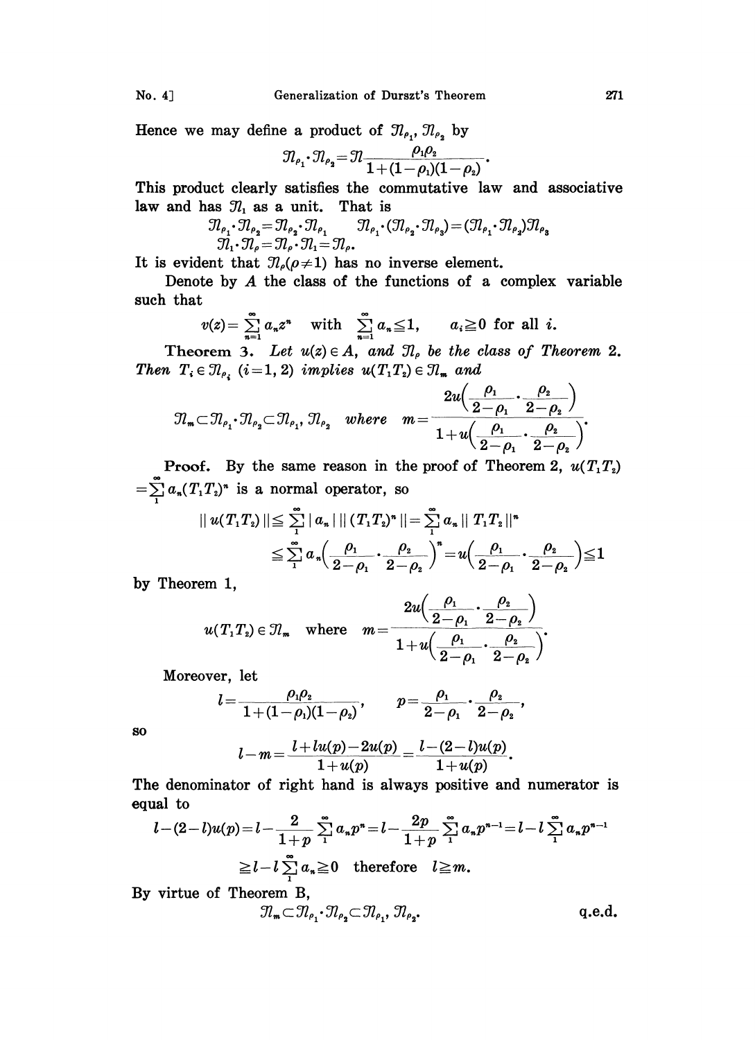Hence we may define a product of $\mathfrak{N}_{\rho_1}, \mathfrak{N}_{\rho_2}$ by

$$\mathfrak{N}_{\rho_1}\cdot\mathfrak{N}_{\rho_2}=\mathfrak{N}_{\frac{\rho_1\rho_2}{1+(1-\rho_1)(1-\rho_2)}}.$$

This product clearly satisfies the commutative law and associative law and has $\mathfrak{N}_1$ as a unit. That is

$$\mathfrak{N}_{\rho_1}\cdot\mathfrak{N}_{\rho_2}=\mathfrak{N}_{\rho_2}\cdot\mathfrak{N}_{\rho_1} \qquad \mathfrak{N}_{\rho_1}\cdot(\mathfrak{N}_{\rho_2}\cdot\mathfrak{N}_{\rho_3})=(\mathfrak{N}_{\rho_1}\cdot\mathfrak{N}_{\rho_2})\mathfrak{N}_{\rho_3}$$
$$\mathfrak{N}_1\cdot\mathfrak{N}_{\rho}=\mathfrak{N}_{\rho}\cdot\mathfrak{N}_1=\mathfrak{N}_{\rho}.$$

It is evident that $\mathfrak{N}_{\rho}(\rho\neq 1)$ has no inverse element.

Denote by $A$ the class of the functions of a complex variable such that

$$v(z)=\sum_{n=1}^{\infty}a_nz^n \quad \text{with} \quad \sum_{n=1}^{\infty}a_n\leqq 1, \qquad a_i\geqq 0 \text{ for all } i.$$

**Theorem 3.** *Let $u(z)\in A$, and $\mathfrak{N}_{\rho}$ be the class of Theorem 2. Then $T_i\in\mathfrak{N}_{\rho_i}$ $(i=1,2)$ implies $u(T_1T_2)\in\mathfrak{N}_m$ and*

$$\mathfrak{N}_m\subset\mathfrak{N}_{\rho_1}\cdot\mathfrak{N}_{\rho_2}\subset\mathfrak{N}_{\rho_1}, \mathfrak{N}_{\rho_2} \quad \text{where} \quad m=\frac{2u\left(\dfrac{\rho_1}{2-\rho_1}\cdot\dfrac{\rho_2}{2-\rho_2}\right)}{1+u\left(\dfrac{\rho_1}{2-\rho_1}\cdot\dfrac{\rho_2}{2-\rho_2}\right)}.$$

**Proof.** By the same reason in the proof of Theorem 2, $u(T_1T_2)=\sum_1^{\infty}a_n(T_1T_2)^n$ is a normal operator, so

$$\|u(T_1T_2)\|\leqq\sum_1^{\infty}|a_n|\,\|(T_1T_2)^n\|=\sum_1^{\infty}a_n\|T_1T_2\|^n$$
$$\leqq\sum_1^{\infty}a_n\left(\frac{\rho_1}{2-\rho_1}\cdot\frac{\rho_2}{2-\rho_2}\right)^n=u\left(\frac{\rho_1}{2-\rho_1}\cdot\frac{\rho_2}{2-\rho_2}\right)\leqq 1$$

by Theorem 1,

$$u(T_1T_2)\in\mathfrak{N}_m \quad \text{where} \quad m=\frac{2u\left(\dfrac{\rho_1}{2-\rho_1}\cdot\dfrac{\rho_2}{2-\rho_2}\right)}{1+u\left(\dfrac{\rho_1}{2-\rho_1}\cdot\dfrac{\rho_2}{2-\rho_2}\right)}.$$

Moreover, let

$$l=\frac{\rho_1\rho_2}{1+(1-\rho_1)(1-\rho_2)}, \qquad p=\frac{\rho_1}{2-\rho_1}\cdot\frac{\rho_2}{2-\rho_2},$$

so

$$l-m=\frac{l+lu(p)-2u(p)}{1+u(p)}=\frac{l-(2-l)u(p)}{1+u(p)}.$$

The denominator of right hand is always positive and numerator is equal to

$$l-(2-l)u(p)=l-\frac{2}{1+p}\sum_1^{\infty}a_np^n=l-\frac{2p}{1+p}\sum_1^{\infty}a_np^{n-1}=l-l\sum_1^{\infty}a_np^{n-1}$$
$$\geqq l-l\sum_1^{\infty}a_n\geqq 0 \quad \text{therefore} \quad l\geqq m.$$

By virtue of Theorem B,

$$\mathfrak{N}_m\subset\mathfrak{N}_{\rho_1}\cdot\mathfrak{N}_{\rho_2}\subset\mathfrak{N}_{\rho_1}, \mathfrak{N}_{\rho_2}. \qquad \text{q.e.d.}$$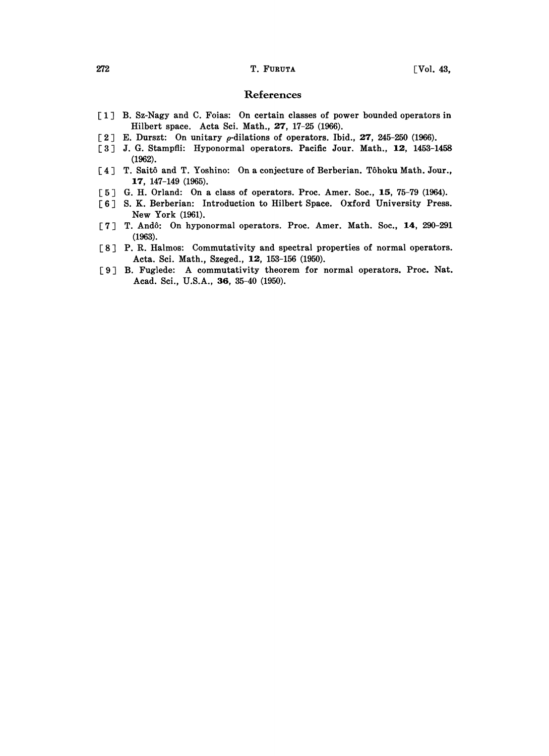## References

[1] B. Sz-Nagy and C. Foias: On certain classes of power bounded operators in Hilbert space. Acta Sci. Math., **27**, 17–25 (1966).

[2] E. Durszt: On unitary $\rho$-dilations of operators. Ibid., **27**, 245–250 (1966).

[3] J. G. Stampfli: Hyponormal operators. Pacific Jour. Math., **12**, 1453–1458 (1962).

[4] T. Saitô and T. Yoshino: On a conjecture of Berberian. Tôhoku Math. Jour., **17**, 147–149 (1965).

[5] G. H. Orland: On a class of operators. Proc. Amer. Soc., **15**, 75–79 (1964).

[6] S. K. Berberian: Introduction to Hilbert Space. Oxford University Press. New York (1961).

[7] T. Andô: On hyponormal operators. Proc. Amer. Math. Soc., **14**, 290–291 (1963).

[8] P. R. Halmos: Commutativity and spectral properties of normal operators. Acta. Sci. Math., Szeged., **12**, 153–156 (1950).

[9] B. Fuglede: A commutativity theorem for normal operators. Proc. Nat. Acad. Sci., U.S.A., **36**, 35–40 (1950).